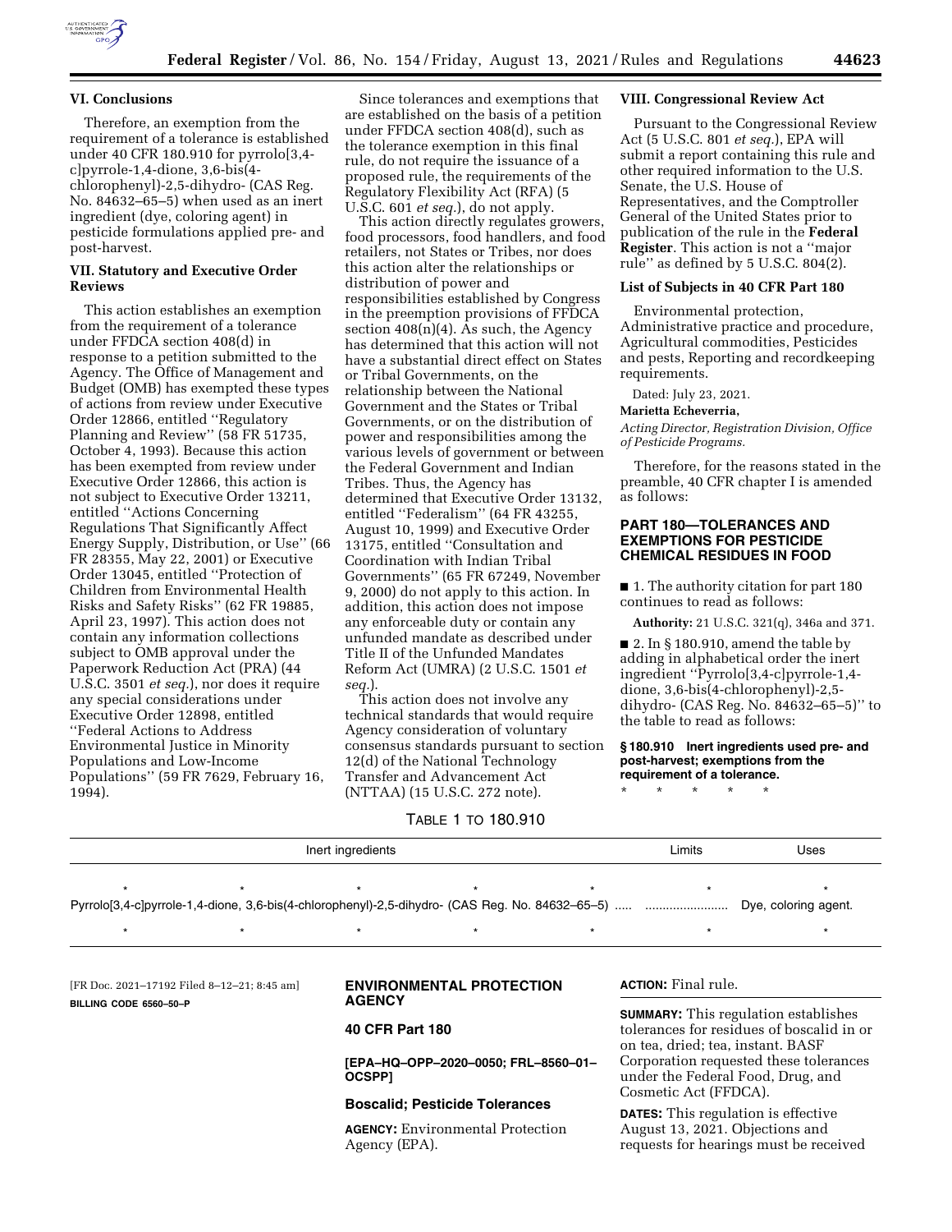## VI. Conclusions

Therefore, an exemption from the requirement of a tolerance is established under 40 CFR 180.910 for pyrrolo[3,4-c]pyrrole-1,4-dione, 3,6-bis(4-chlorophenyl)-2,5-dihydro- (CAS Reg. No. 84632–65–5) when used as an inert ingredient (dye, coloring agent) in pesticide formulations applied pre- and post-harvest.

## VII. Statutory and Executive Order Reviews

This action establishes an exemption from the requirement of a tolerance under FFDCA section 408(d) in response to a petition submitted to the Agency. The Office of Management and Budget (OMB) has exempted these types of actions from review under Executive Order 12866, entitled ''Regulatory Planning and Review'' (58 FR 51735, October 4, 1993). Because this action has been exempted from review under Executive Order 12866, this action is not subject to Executive Order 13211, entitled ''Actions Concerning Regulations That Significantly Affect Energy Supply, Distribution, or Use'' (66 FR 28355, May 22, 2001) or Executive Order 13045, entitled ''Protection of Children from Environmental Health Risks and Safety Risks'' (62 FR 19885, April 23, 1997). This action does not contain any information collections subject to OMB approval under the Paperwork Reduction Act (PRA) (44 U.S.C. 3501 *et seq.*), nor does it require any special considerations under Executive Order 12898, entitled ''Federal Actions to Address Environmental Justice in Minority Populations and Low-Income Populations'' (59 FR 7629, February 16, 1994).

Since tolerances and exemptions that are established on the basis of a petition under FFDCA section 408(d), such as the tolerance exemption in this final rule, do not require the issuance of a proposed rule, the requirements of the Regulatory Flexibility Act (RFA) (5 U.S.C. 601 *et seq.*), do not apply.

This action directly regulates growers, food processors, food handlers, and food retailers, not States or Tribes, nor does this action alter the relationships or distribution of power and responsibilities established by Congress in the preemption provisions of FFDCA section 408(n)(4). As such, the Agency has determined that this action will not have a substantial direct effect on States or Tribal Governments, on the relationship between the National Government and the States or Tribal Governments, or on the distribution of power and responsibilities among the various levels of government or between the Federal Government and Indian Tribes. Thus, the Agency has determined that Executive Order 13132, entitled ''Federalism'' (64 FR 43255, August 10, 1999) and Executive Order 13175, entitled ''Consultation and Coordination with Indian Tribal Governments'' (65 FR 67249, November 9, 2000) do not apply to this action. In addition, this action does not impose any enforceable duty or contain any unfunded mandate as described under Title II of the Unfunded Mandates Reform Act (UMRA) (2 U.S.C. 1501 *et seq.*).

This action does not involve any technical standards that would require Agency consideration of voluntary consensus standards pursuant to section 12(d) of the National Technology Transfer and Advancement Act (NTTAA) (15 U.S.C. 272 note).

## VIII. Congressional Review Act

Pursuant to the Congressional Review Act (5 U.S.C. 801 *et seq.*), EPA will submit a report containing this rule and other required information to the U.S. Senate, the U.S. House of Representatives, and the Comptroller General of the United States prior to publication of the rule in the **Federal Register**. This action is not a ''major rule'' as defined by 5 U.S.C. 804(2).

### List of Subjects in 40 CFR Part 180

Environmental protection, Administrative practice and procedure, Agricultural commodities, Pesticides and pests, Reporting and recordkeeping requirements.

Dated: July 23, 2021.

**Marietta Echeverria,**

*Acting Director, Registration Division, Office of Pesticide Programs.*

Therefore, for the reasons stated in the preamble, 40 CFR chapter I is amended as follows:

## PART 180—TOLERANCES AND EXEMPTIONS FOR PESTICIDE CHEMICAL RESIDUES IN FOOD

■ 1. The authority citation for part 180 continues to read as follows:

**Authority:** 21 U.S.C. 321(q), 346a and 371.

■ 2. In § 180.910, amend the table by adding in alphabetical order the inert ingredient ''Pyrrolo[3,4-c]pyrrole-1,4-dione, 3,6-bis(4-chlorophenyl)-2,5-dihydro- (CAS Reg. No. 84632–65–5)'' to the table to read as follows:

**§ 180.910 Inert ingredients used pre- and post-harvest; exemptions from the requirement of a tolerance.**

\* \* \* \* \*

TABLE 1 TO 180.910

| Inert ingredients | Limits | Uses |
|---|---|---|
| \* \* \* \* \* | \* | \* |
| Pyrrolo[3,4-c]pyrrole-1,4-dione, 3,6-bis(4-chlorophenyl)-2,5-dihydro- (CAS Reg. No. 84632–65–5) | ........................ | Dye, coloring agent. |
| \* \* \* \* \* | \* | \* |

[FR Doc. 2021–17192 Filed 8–12–21; 8:45 am]

**BILLING CODE 6560–50–P**

## ENVIRONMENTAL PROTECTION AGENCY

### 40 CFR Part 180

**[EPA–HQ–OPP–2020–0050; FRL–8560–01–OCSPP]**

### Boscalid; Pesticide Tolerances

**AGENCY:** Environmental Protection Agency (EPA).

**ACTION:** Final rule.

**SUMMARY:** This regulation establishes tolerances for residues of boscalid in or on tea, dried; tea, instant. BASF Corporation requested these tolerances under the Federal Food, Drug, and Cosmetic Act (FFDCA).

**DATES:** This regulation is effective August 13, 2021. Objections and requests for hearings must be received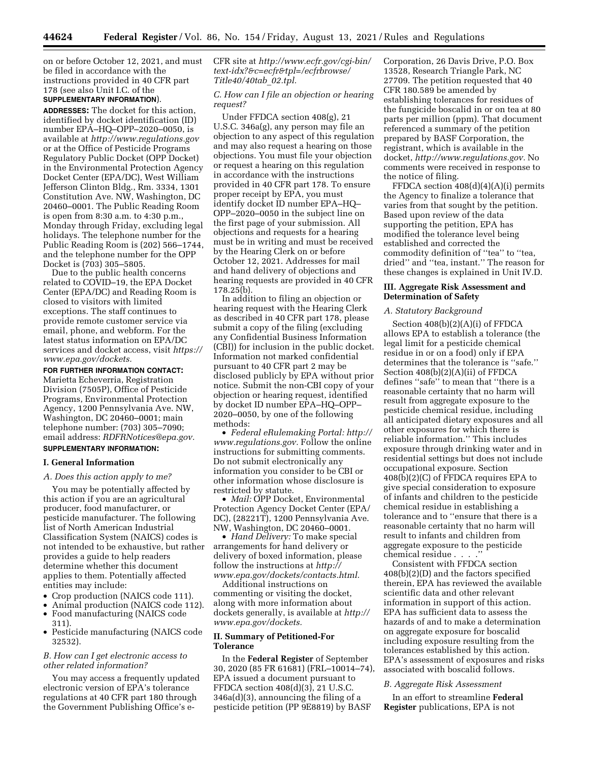on or before October 12, 2021, and must be filed in accordance with the instructions provided in 40 CFR part 178 (see also Unit I.C. of the **SUPPLEMENTARY INFORMATION**).

**ADDRESSES:** The docket for this action, identified by docket identification (ID) number EPA–HQ–OPP–2020–0050, is available at *http://www.regulations.gov* or at the Office of Pesticide Programs Regulatory Public Docket (OPP Docket) in the Environmental Protection Agency Docket Center (EPA/DC), West William Jefferson Clinton Bldg., Rm. 3334, 1301 Constitution Ave. NW, Washington, DC 20460–0001. The Public Reading Room is open from 8:30 a.m. to 4:30 p.m., Monday through Friday, excluding legal holidays. The telephone number for the Public Reading Room is (202) 566–1744, and the telephone number for the OPP Docket is (703) 305–5805.

Due to the public health concerns related to COVID–19, the EPA Docket Center (EPA/DC) and Reading Room is closed to visitors with limited exceptions. The staff continues to provide remote customer service via email, phone, and webform. For the latest status information on EPA/DC services and docket access, visit *https://www.epa.gov/dockets.*

**FOR FURTHER INFORMATION CONTACT:** Marietta Echeverria, Registration Division (7505P), Office of Pesticide Programs, Environmental Protection Agency, 1200 Pennsylvania Ave. NW, Washington, DC 20460–0001; main telephone number: (703) 305–7090; email address: *RDFRNotices@epa.gov.*

**SUPPLEMENTARY INFORMATION:**

## I. General Information

### A. Does this action apply to me?

You may be potentially affected by this action if you are an agricultural producer, food manufacturer, or pesticide manufacturer. The following list of North American Industrial Classification System (NAICS) codes is not intended to be exhaustive, but rather provides a guide to help readers determine whether this document applies to them. Potentially affected entities may include:

- Crop production (NAICS code 111).
- Animal production (NAICS code 112).
- Food manufacturing (NAICS code 311).
- Pesticide manufacturing (NAICS code 32532).

### B. How can I get electronic access to other related information?

You may access a frequently updated electronic version of EPA's tolerance regulations at 40 CFR part 180 through the Government Publishing Office's e-CFR site at *http://www.ecfr.gov/cgi-bin/text-idx?&c=ecfr&tpl=/ecfrbrowse/Title40/40tab_02.tpl.*

### C. How can I file an objection or hearing request?

Under FFDCA section 408(g), 21 U.S.C. 346a(g), any person may file an objection to any aspect of this regulation and may also request a hearing on those objections. You must file your objection or request a hearing on this regulation in accordance with the instructions provided in 40 CFR part 178. To ensure proper receipt by EPA, you must identify docket ID number EPA–HQ–OPP–2020–0050 in the subject line on the first page of your submission. All objections and requests for a hearing must be in writing and must be received by the Hearing Clerk on or before October 12, 2021. Addresses for mail and hand delivery of objections and hearing requests are provided in 40 CFR 178.25(b).

In addition to filing an objection or hearing request with the Hearing Clerk as described in 40 CFR part 178, please submit a copy of the filing (excluding any Confidential Business Information (CBI)) for inclusion in the public docket. Information not marked confidential pursuant to 40 CFR part 2 may be disclosed publicly by EPA without prior notice. Submit the non-CBI copy of your objection or hearing request, identified by docket ID number EPA–HQ–OPP–2020–0050, by one of the following methods:

- *Federal eRulemaking Portal: http://www.regulations.gov.* Follow the online instructions for submitting comments. Do not submit electronically any information you consider to be CBI or other information whose disclosure is restricted by statute.
- *Mail:* OPP Docket, Environmental Protection Agency Docket Center (EPA/DC), (28221T), 1200 Pennsylvania Ave. NW, Washington, DC 20460–0001.
- *Hand Delivery:* To make special arrangements for hand delivery or delivery of boxed information, please follow the instructions at *http://www.epa.gov/dockets/contacts.html.*

Additional instructions on commenting or visiting the docket, along with more information about dockets generally, is available at *http://www.epa.gov/dockets.*

## II. Summary of Petitioned-For Tolerance

In the **Federal Register** of September 30, 2020 (85 FR 61681) (FRL–10014–74), EPA issued a document pursuant to FFDCA section 408(d)(3), 21 U.S.C. 346a(d)(3), announcing the filing of a pesticide petition (PP 9E8819) by BASF Corporation, 26 Davis Drive, P.O. Box 13528, Research Triangle Park, NC 27709. The petition requested that 40 CFR 180.589 be amended by establishing tolerances for residues of the fungicide boscalid in or on tea at 80 parts per million (ppm). That document referenced a summary of the petition prepared by BASF Corporation, the registrant, which is available in the docket, *http://www.regulations.gov.* No comments were received in response to the notice of filing.

FFDCA section 408(d)(4)(A)(i) permits the Agency to finalize a tolerance that varies from that sought by the petition. Based upon review of the data supporting the petition, EPA has modified the tolerance level being established and corrected the commodity definition of "tea" to "tea, dried" and "tea, instant." The reason for these changes is explained in Unit IV.D.

## III. Aggregate Risk Assessment and Determination of Safety

### A. Statutory Background

Section 408(b)(2)(A)(i) of FFDCA allows EPA to establish a tolerance (the legal limit for a pesticide chemical residue in or on a food) only if EPA determines that the tolerance is "safe." Section 408(b)(2)(A)(ii) of FFDCA defines "safe" to mean that "there is a reasonable certainty that no harm will result from aggregate exposure to the pesticide chemical residue, including all anticipated dietary exposures and all other exposures for which there is reliable information." This includes exposure through drinking water and in residential settings but does not include occupational exposure. Section 408(b)(2)(C) of FFDCA requires EPA to give special consideration to exposure of infants and children to the pesticide chemical residue in establishing a tolerance and to "ensure that there is a reasonable certainty that no harm will result to infants and children from aggregate exposure to the pesticide chemical residue . . . ."

Consistent with FFDCA section 408(b)(2)(D) and the factors specified therein, EPA has reviewed the available scientific data and other relevant information in support of this action. EPA has sufficient data to assess the hazards of and to make a determination on aggregate exposure for boscalid including exposure resulting from the tolerances established by this action. EPA's assessment of exposures and risks associated with boscalid follows.

### B. Aggregate Risk Assessment

In an effort to streamline **Federal Register** publications, EPA is not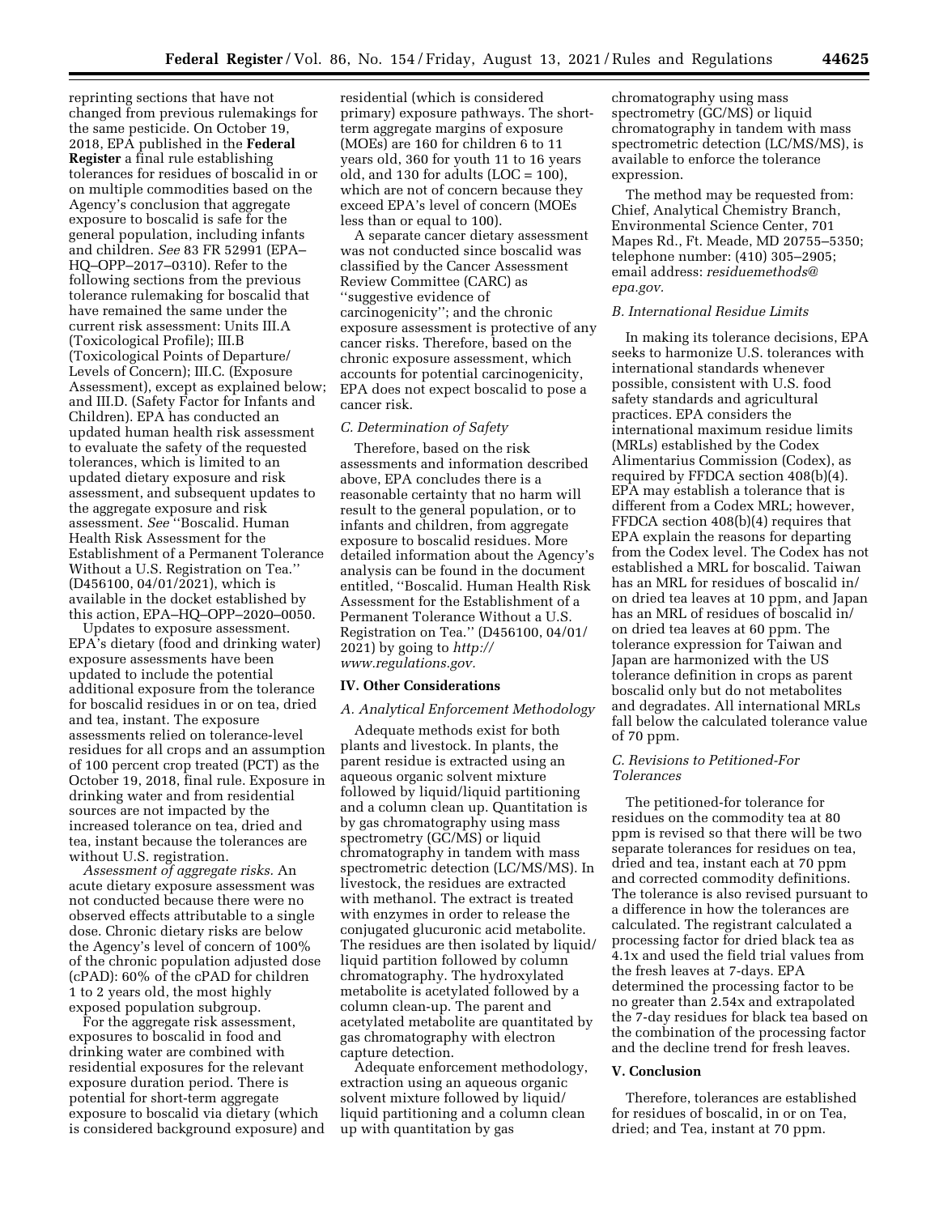reprinting sections that have not changed from previous rulemakings for the same pesticide. On October 19, 2018, EPA published in the **Federal Register** a final rule establishing tolerances for residues of boscalid in or on multiple commodities based on the Agency's conclusion that aggregate exposure to boscalid is safe for the general population, including infants and children. *See* 83 FR 52991 (EPA–HQ–OPP–2017–0310). Refer to the following sections from the previous tolerance rulemaking for boscalid that have remained the same under the current risk assessment: Units III.A (Toxicological Profile); III.B (Toxicological Points of Departure/Levels of Concern); III.C. (Exposure Assessment), except as explained below; and III.D. (Safety Factor for Infants and Children). EPA has conducted an updated human health risk assessment to evaluate the safety of the requested tolerances, which is limited to an updated dietary exposure and risk assessment, and subsequent updates to the aggregate exposure and risk assessment. *See* ''Boscalid. Human Health Risk Assessment for the Establishment of a Permanent Tolerance Without a U.S. Registration on Tea.'' (D456100, 04/01/2021), which is available in the docket established by this action, EPA–HQ–OPP–2020–0050.

Updates to exposure assessment. EPA's dietary (food and drinking water) exposure assessments have been updated to include the potential additional exposure from the tolerance for boscalid residues in or on tea, dried and tea, instant. The exposure assessments relied on tolerance-level residues for all crops and an assumption of 100 percent crop treated (PCT) as the October 19, 2018, final rule. Exposure in drinking water and from residential sources are not impacted by the increased tolerance on tea, dried and tea, instant because the tolerances are without U.S. registration.

*Assessment of aggregate risks.* An acute dietary exposure assessment was not conducted because there were no observed effects attributable to a single dose. Chronic dietary risks are below the Agency's level of concern of 100% of the chronic population adjusted dose (cPAD): 60% of the cPAD for children 1 to 2 years old, the most highly exposed population subgroup.

For the aggregate risk assessment, exposures to boscalid in food and drinking water are combined with residential exposures for the relevant exposure duration period. There is potential for short-term aggregate exposure to boscalid via dietary (which is considered background exposure) and residential (which is considered primary) exposure pathways. The short-term aggregate margins of exposure (MOEs) are 160 for children 6 to 11 years old, 360 for youth 11 to 16 years old, and 130 for adults (LOC = 100), which are not of concern because they exceed EPA's level of concern (MOEs less than or equal to 100).

A separate cancer dietary assessment was not conducted since boscalid was classified by the Cancer Assessment Review Committee (CARC) as ''suggestive evidence of carcinogenicity''; and the chronic exposure assessment is protective of any cancer risks. Therefore, based on the chronic exposure assessment, which accounts for potential carcinogenicity, EPA does not expect boscalid to pose a cancer risk.

### *C. Determination of Safety*

Therefore, based on the risk assessments and information described above, EPA concludes there is a reasonable certainty that no harm will result to the general population, or to infants and children, from aggregate exposure to boscalid residues. More detailed information about the Agency's analysis can be found in the document entitled, ''Boscalid. Human Health Risk Assessment for the Establishment of a Permanent Tolerance Without a U.S. Registration on Tea.'' (D456100, 04/01/2021) by going to *http://www.regulations.gov.*

## IV. Other Considerations

### *A. Analytical Enforcement Methodology*

Adequate methods exist for both plants and livestock. In plants, the parent residue is extracted using an aqueous organic solvent mixture followed by liquid/liquid partitioning and a column clean up. Quantitation is by gas chromatography using mass spectrometry (GC/MS) or liquid chromatography in tandem with mass spectrometric detection (LC/MS/MS). In livestock, the residues are extracted with methanol. The extract is treated with enzymes in order to release the conjugated glucuronic acid metabolite. The residues are then isolated by liquid/liquid partition followed by column chromatography. The hydroxylated metabolite is acetylated followed by a column clean-up. The parent and acetylated metabolite are quantitated by gas chromatography with electron capture detection.

Adequate enforcement methodology, extraction using an aqueous organic solvent mixture followed by liquid/liquid partitioning and a column clean up with quantitation by gas chromatography using mass spectrometry (GC/MS) or liquid chromatography in tandem with mass spectrometric detection (LC/MS/MS), is available to enforce the tolerance expression.

The method may be requested from: Chief, Analytical Chemistry Branch, Environmental Science Center, 701 Mapes Rd., Ft. Meade, MD 20755–5350; telephone number: (410) 305–2905; email address: *residuemethods@epa.gov.*

### *B. International Residue Limits*

In making its tolerance decisions, EPA seeks to harmonize U.S. tolerances with international standards whenever possible, consistent with U.S. food safety standards and agricultural practices. EPA considers the international maximum residue limits (MRLs) established by the Codex Alimentarius Commission (Codex), as required by FFDCA section 408(b)(4). EPA may establish a tolerance that is different from a Codex MRL; however, FFDCA section 408(b)(4) requires that EPA explain the reasons for departing from the Codex level. The Codex has not established a MRL for boscalid. Taiwan has an MRL for residues of boscalid in/on dried tea leaves at 10 ppm, and Japan has an MRL of residues of boscalid in/on dried tea leaves at 60 ppm. The tolerance expression for Taiwan and Japan are harmonized with the US tolerance definition in crops as parent boscalid only but do not metabolites and degradates. All international MRLs fall below the calculated tolerance value of 70 ppm.

### *C. Revisions to Petitioned-For Tolerances*

The petitioned-for tolerance for residues on the commodity tea at 80 ppm is revised so that there will be two separate tolerances for residues on tea, dried and tea, instant each at 70 ppm and corrected commodity definitions. The tolerance is also revised pursuant to a difference in how the tolerances are calculated. The registrant calculated a processing factor for dried black tea as 4.1x and used the field trial values from the fresh leaves at 7-days. EPA determined the processing factor to be no greater than 2.54x and extrapolated the 7-day residues for black tea based on the combination of the processing factor and the decline trend for fresh leaves.

## V. Conclusion

Therefore, tolerances are established for residues of boscalid, in or on Tea, dried; and Tea, instant at 70 ppm.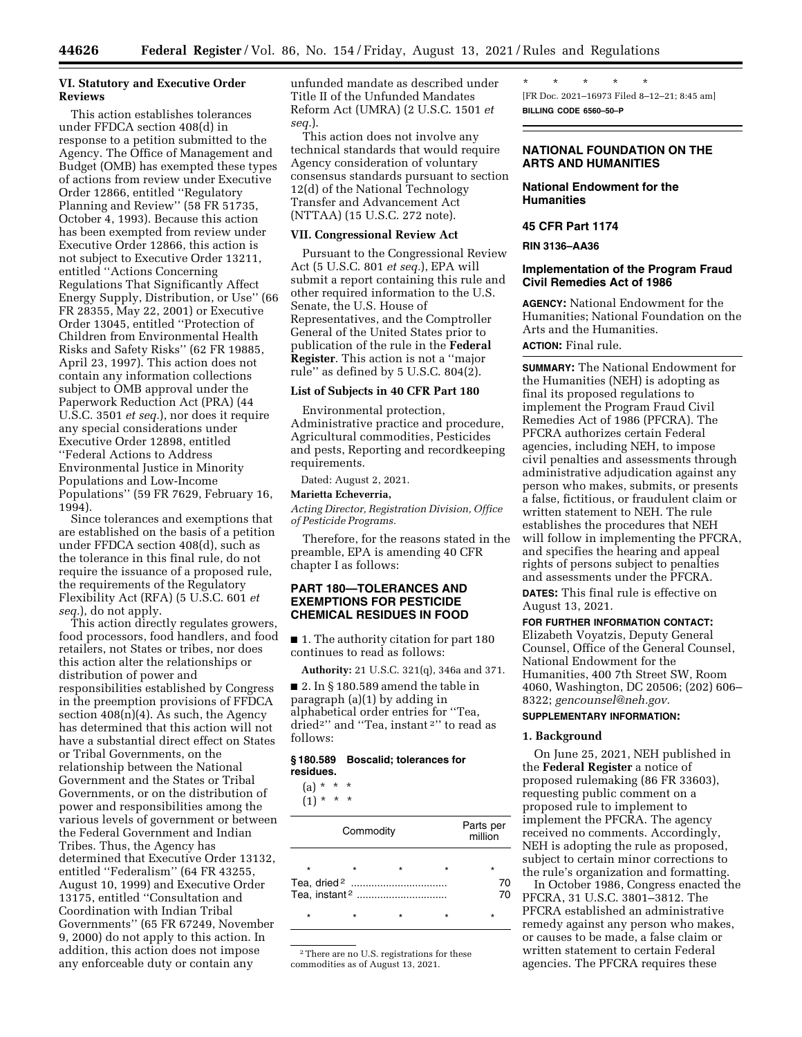### VI. Statutory and Executive Order Reviews

This action establishes tolerances under FFDCA section 408(d) in response to a petition submitted to the Agency. The Office of Management and Budget (OMB) has exempted these types of actions from review under Executive Order 12866, entitled ''Regulatory Planning and Review'' (58 FR 51735, October 4, 1993). Because this action has been exempted from review under Executive Order 12866, this action is not subject to Executive Order 13211, entitled ''Actions Concerning Regulations That Significantly Affect Energy Supply, Distribution, or Use'' (66 FR 28355, May 22, 2001) or Executive Order 13045, entitled ''Protection of Children from Environmental Health Risks and Safety Risks'' (62 FR 19885, April 23, 1997). This action does not contain any information collections subject to OMB approval under the Paperwork Reduction Act (PRA) (44 U.S.C. 3501 *et seq.*), nor does it require any special considerations under Executive Order 12898, entitled ''Federal Actions to Address Environmental Justice in Minority Populations and Low-Income Populations'' (59 FR 7629, February 16, 1994).

Since tolerances and exemptions that are established on the basis of a petition under FFDCA section 408(d), such as the tolerance in this final rule, do not require the issuance of a proposed rule, the requirements of the Regulatory Flexibility Act (RFA) (5 U.S.C. 601 *et seq.*), do not apply.

This action directly regulates growers, food processors, food handlers, and food retailers, not States or tribes, nor does this action alter the relationships or distribution of power and responsibilities established by Congress in the preemption provisions of FFDCA section 408(n)(4). As such, the Agency has determined that this action will not have a substantial direct effect on States or Tribal Governments, on the relationship between the National Government and the States or Tribal Governments, or on the distribution of power and responsibilities among the various levels of government or between the Federal Government and Indian Tribes. Thus, the Agency has determined that Executive Order 13132, entitled ''Federalism'' (64 FR 43255, August 10, 1999) and Executive Order 13175, entitled ''Consultation and Coordination with Indian Tribal Governments'' (65 FR 67249, November 9, 2000) do not apply to this action. In addition, this action does not impose any enforceable duty or contain any unfunded mandate as described under Title II of the Unfunded Mandates Reform Act (UMRA) (2 U.S.C. 1501 *et seq.*).

This action does not involve any technical standards that would require Agency consideration of voluntary consensus standards pursuant to section 12(d) of the National Technology Transfer and Advancement Act (NTTAA) (15 U.S.C. 272 note).

### VII. Congressional Review Act

Pursuant to the Congressional Review Act (5 U.S.C. 801 *et seq.*), EPA will submit a report containing this rule and other required information to the U.S. Senate, the U.S. House of Representatives, and the Comptroller General of the United States prior to publication of the rule in the **Federal Register**. This action is not a ''major rule'' as defined by 5 U.S.C. 804(2).

### List of Subjects in 40 CFR Part 180

Environmental protection, Administrative practice and procedure, Agricultural commodities, Pesticides and pests, Reporting and recordkeeping requirements.

Dated: August 2, 2021.

**Marietta Echeverria,**

*Acting Director, Registration Division, Office of Pesticide Programs.*

Therefore, for the reasons stated in the preamble, EPA is amending 40 CFR chapter I as follows:

## PART 180—TOLERANCES AND EXEMPTIONS FOR PESTICIDE CHEMICAL RESIDUES IN FOOD

■ 1. The authority citation for part 180 continues to read as follows:

**Authority:** 21 U.S.C. 321(q), 346a and 371.

■ 2. In § 180.589 amend the table in paragraph (a)(1) by adding in alphabetical order entries for ''Tea, dried[2]'' and ''Tea, instant [2]'' to read as follows:

**§ 180.589 Boscalid; tolerances for residues.**

(a) * * *

(1) * * *

| Commodity | Parts per million |
|---|---|
| * * * * | * |
| Tea, dried[2] | 70 |
| Tea, instant[2] | 70 |
| * * * * | * |

[2] There are no U.S. registrations for these commodities as of August 13, 2021.

\* \* \* \* \*

[FR Doc. 2021–16973 Filed 8–12–21; 8:45 am]

**BILLING CODE 6560–50–P**

## NATIONAL FOUNDATION ON THE ARTS AND HUMANITIES

### National Endowment for the Humanities

### 45 CFR Part 1174

**RIN 3136–AA36**

### Implementation of the Program Fraud Civil Remedies Act of 1986

**AGENCY:** National Endowment for the Humanities; National Foundation on the Arts and the Humanities.

**ACTION:** Final rule.

**SUMMARY:** The National Endowment for the Humanities (NEH) is adopting as final its proposed regulations to implement the Program Fraud Civil Remedies Act of 1986 (PFCRA). The PFCRA authorizes certain Federal agencies, including NEH, to impose civil penalties and assessments through administrative adjudication against any person who makes, submits, or presents a false, fictitious, or fraudulent claim or written statement to NEH. The rule establishes the procedures that NEH will follow in implementing the PFCRA, and specifies the hearing and appeal rights of persons subject to penalties and assessments under the PFCRA.

**DATES:** This final rule is effective on August 13, 2021.

**FOR FURTHER INFORMATION CONTACT:** Elizabeth Voyatzis, Deputy General Counsel, Office of the General Counsel, National Endowment for the Humanities, 400 7th Street SW, Room 4060, Washington, DC 20506; (202) 606–8322; *gencounsel@neh.gov.*

**SUPPLEMENTARY INFORMATION:**

### 1. Background

On June 25, 2021, NEH published in the **Federal Register** a notice of proposed rulemaking (86 FR 33603), requesting public comment on a proposed rule to implement to implement the PFCRA. The agency received no comments. Accordingly, NEH is adopting the rule as proposed, subject to certain minor corrections to the rule's organization and formatting.

In October 1986, Congress enacted the PFCRA, 31 U.S.C. 3801–3812. The PFCRA established an administrative remedy against any person who makes, or causes to be made, a false claim or written statement to certain Federal agencies. The PFCRA requires these